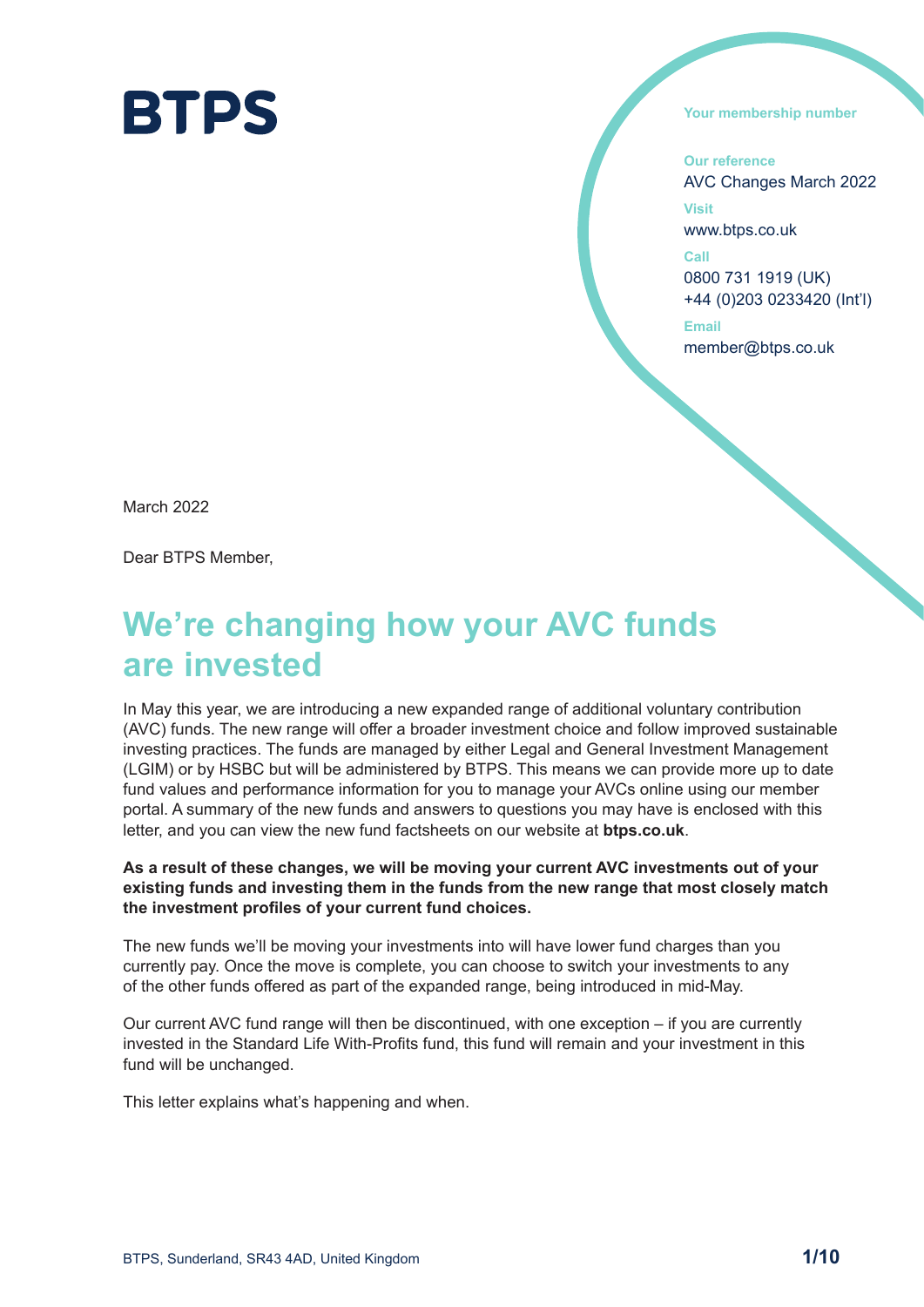# BTPS

**Your membership number**

**Our reference**
AVC Changes March 2022

**Visit**
www.btps.co.uk

**Call**
0800 731 1919 (UK)
+44 (0)203 0233420 (Int'l)

**Email**
member@btps.co.uk

March 2022

Dear BTPS Member,

## We're changing how your AVC funds are invested

In May this year, we are introducing a new expanded range of additional voluntary contribution (AVC) funds. The new range will offer a broader investment choice and follow improved sustainable investing practices. The funds are managed by either Legal and General Investment Management (LGIM) or by HSBC but will be administered by BTPS. This means we can provide more up to date fund values and performance information for you to manage your AVCs online using our member portal. A summary of the new funds and answers to questions you may have is enclosed with this letter, and you can view the new fund factsheets on our website at **btps.co.uk**.

**As a result of these changes, we will be moving your current AVC investments out of your existing funds and investing them in the funds from the new range that most closely match the investment profiles of your current fund choices.**

The new funds we'll be moving your investments into will have lower fund charges than you currently pay. Once the move is complete, you can choose to switch your investments to any of the other funds offered as part of the expanded range, being introduced in mid-May.

Our current AVC fund range will then be discontinued, with one exception – if you are currently invested in the Standard Life With-Profits fund, this fund will remain and your investment in this fund will be unchanged.

This letter explains what's happening and when.

BTPS, Sunderland, SR43 4AD, United Kingdom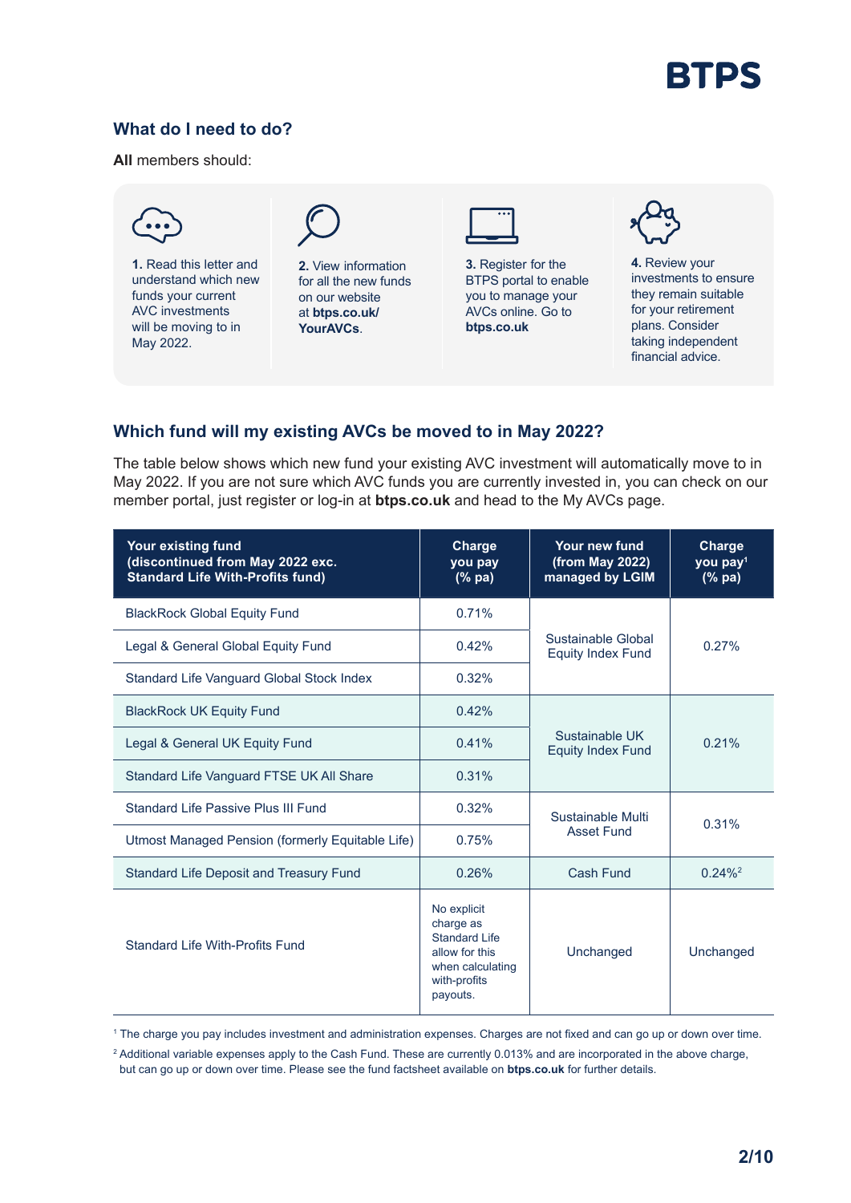## What do I need to do?

**All** members should:

1. Read this letter and understand which new funds your current AVC investments will be moving to in May 2022.
2. View information for all the new funds on our website at **btps.co.uk/YourAVCs**.
3. Register for the BTPS portal to enable you to manage your AVCs online. Go to **btps.co.uk**
4. Review your investments to ensure they remain suitable for your retirement plans. Consider taking independent financial advice.

## Which fund will my existing AVCs be moved to in May 2022?

The table below shows which new fund your existing AVC investment will automatically move to in May 2022. If you are not sure which AVC funds you are currently invested in, you can check on our member portal, just register or log-in at **btps.co.uk** and head to the My AVCs page.

| Your existing fund (discontinued from May 2022 exc. Standard Life With-Profits fund) | Charge you pay (% pa) | Your new fund (from May 2022) managed by LGIM | Charge you pay[1] (% pa) |
|---|---|---|---|
| BlackRock Global Equity Fund | 0.71% | Sustainable Global Equity Index Fund | 0.27% |
| Legal & General Global Equity Fund | 0.42% | | |
| Standard Life Vanguard Global Stock Index | 0.32% | | |
| BlackRock UK Equity Fund | 0.42% | Sustainable UK Equity Index Fund | 0.21% |
| Legal & General UK Equity Fund | 0.41% | | |
| Standard Life Vanguard FTSE UK All Share | 0.31% | | |
| Standard Life Passive Plus III Fund | 0.32% | Sustainable Multi Asset Fund | 0.31% |
| Utmost Managed Pension (formerly Equitable Life) | 0.75% | | |
| Standard Life Deposit and Treasury Fund | 0.26% | Cash Fund | 0.24%[2] |
| Standard Life With-Profits Fund | No explicit charge as Standard Life allow for this when calculating with-profits payouts. | Unchanged | Unchanged |

[1] The charge you pay includes investment and administration expenses. Charges are not fixed and can go up or down over time.

[2] Additional variable expenses apply to the Cash Fund. These are currently 0.013% and are incorporated in the above charge, but can go up or down over time. Please see the fund factsheet available on **btps.co.uk** for further details.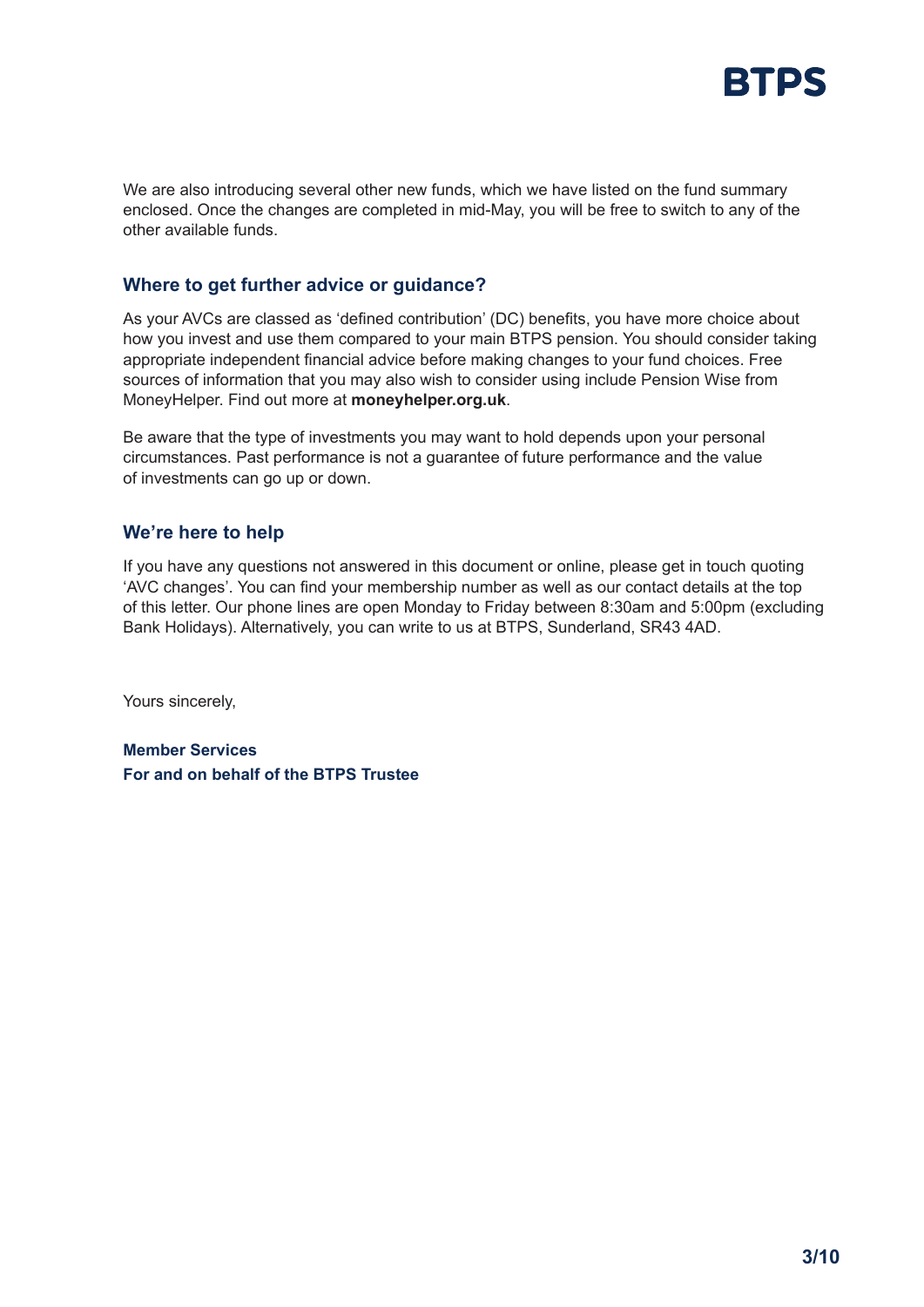We are also introducing several other new funds, which we have listed on the fund summary enclosed. Once the changes are completed in mid-May, you will be free to switch to any of the other available funds.

## Where to get further advice or guidance?

As your AVCs are classed as 'defined contribution' (DC) benefits, you have more choice about how you invest and use them compared to your main BTPS pension. You should consider taking appropriate independent financial advice before making changes to your fund choices. Free sources of information that you may also wish to consider using include Pension Wise from MoneyHelper. Find out more at **moneyhelper.org.uk**.

Be aware that the type of investments you may want to hold depends upon your personal circumstances. Past performance is not a guarantee of future performance and the value of investments can go up or down.

## We're here to help

If you have any questions not answered in this document or online, please get in touch quoting 'AVC changes'. You can find your membership number as well as our contact details at the top of this letter. Our phone lines are open Monday to Friday between 8:30am and 5:00pm (excluding Bank Holidays). Alternatively, you can write to us at BTPS, Sunderland, SR43 4AD.

Yours sincerely,

**Member Services**
**For and on behalf of the BTPS Trustee**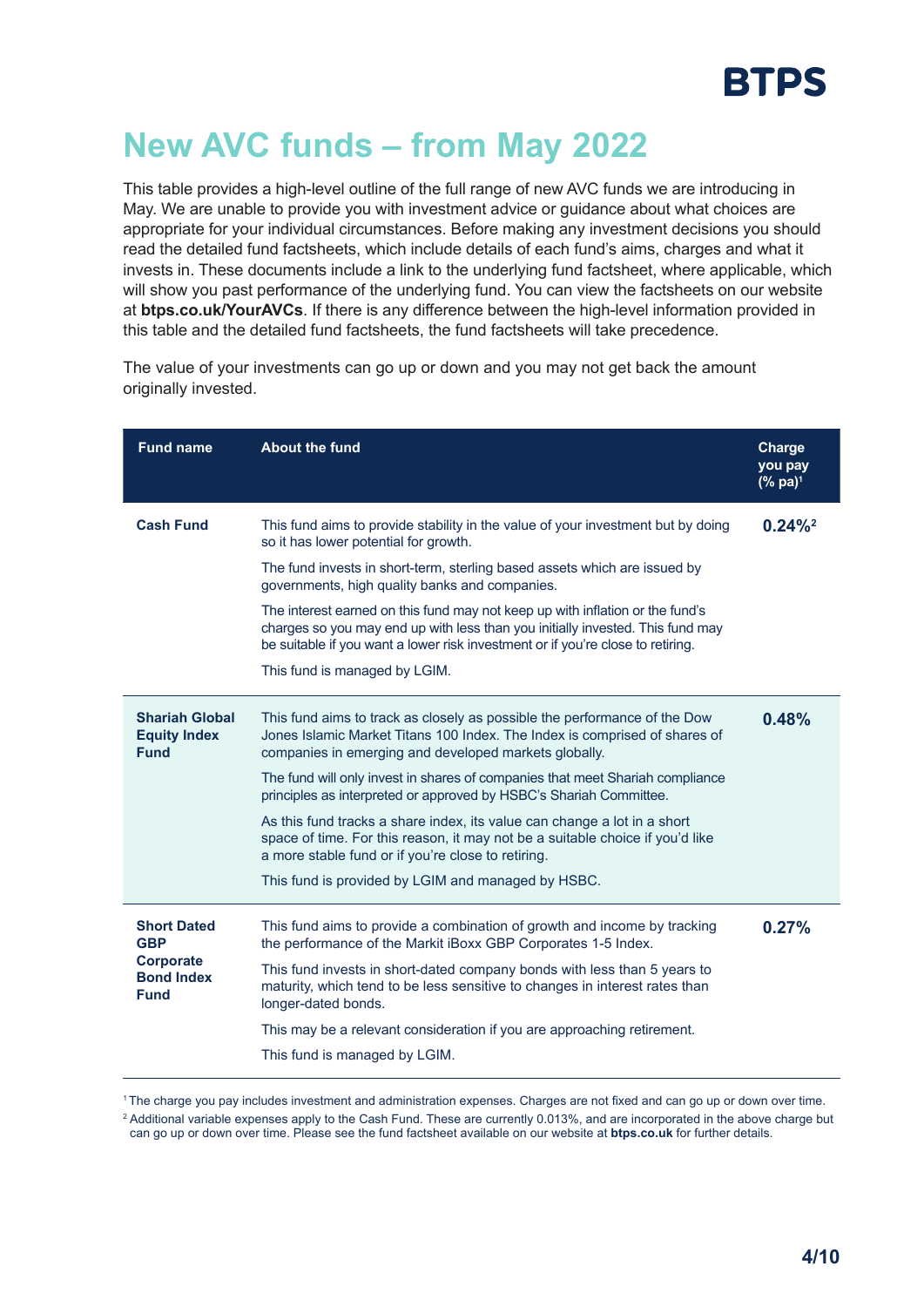# New AVC funds – from May 2022

This table provides a high-level outline of the full range of new AVC funds we are introducing in May. We are unable to provide you with investment advice or guidance about what choices are appropriate for your individual circumstances. Before making any investment decisions you should read the detailed fund factsheets, which include details of each fund's aims, charges and what it invests in. These documents include a link to the underlying fund factsheet, where applicable, which will show you past performance of the underlying fund. You can view the factsheets on our website at **btps.co.uk/YourAVCs**. If there is any difference between the high-level information provided in this table and the detailed fund factsheets, the fund factsheets will take precedence.

The value of your investments can go up or down and you may not get back the amount originally invested.

| Fund name | About the fund | Charge you pay (% pa)[1] |
|---|---|---|
| **Cash Fund** | This fund aims to provide stability in the value of your investment but by doing so it has lower potential for growth.<br><br>The fund invests in short-term, sterling based assets which are issued by governments, high quality banks and companies.<br><br>The interest earned on this fund may not keep up with inflation or the fund's charges so you may end up with less than you initially invested. This fund may be suitable if you want a lower risk investment or if you're close to retiring.<br><br>This fund is managed by LGIM. | **0.24%**[2] |
| **Shariah Global Equity Index Fund** | This fund aims to track as closely as possible the performance of the Dow Jones Islamic Market Titans 100 Index. The Index is comprised of shares of companies in emerging and developed markets globally.<br><br>The fund will only invest in shares of companies that meet Shariah compliance principles as interpreted or approved by HSBC's Shariah Committee.<br><br>As this fund tracks a share index, its value can change a lot in a short space of time. For this reason, it may not be a suitable choice if you'd like a more stable fund or if you're close to retiring.<br><br>This fund is provided by LGIM and managed by HSBC. | **0.48%** |
| **Short Dated GBP Corporate Bond Index Fund** | This fund aims to provide a combination of growth and income by tracking the performance of the Markit iBoxx GBP Corporates 1-5 Index.<br><br>This fund invests in short-dated company bonds with less than 5 years to maturity, which tend to be less sensitive to changes in interest rates than longer-dated bonds.<br><br>This may be a relevant consideration if you are approaching retirement.<br><br>This fund is managed by LGIM. | **0.27%** |

[1] The charge you pay includes investment and administration expenses. Charges are not fixed and can go up or down over time.

[2] Additional variable expenses apply to the Cash Fund. These are currently 0.013%, and are incorporated in the above charge but can go up or down over time. Please see the fund factsheet available on our website at **btps.co.uk** for further details.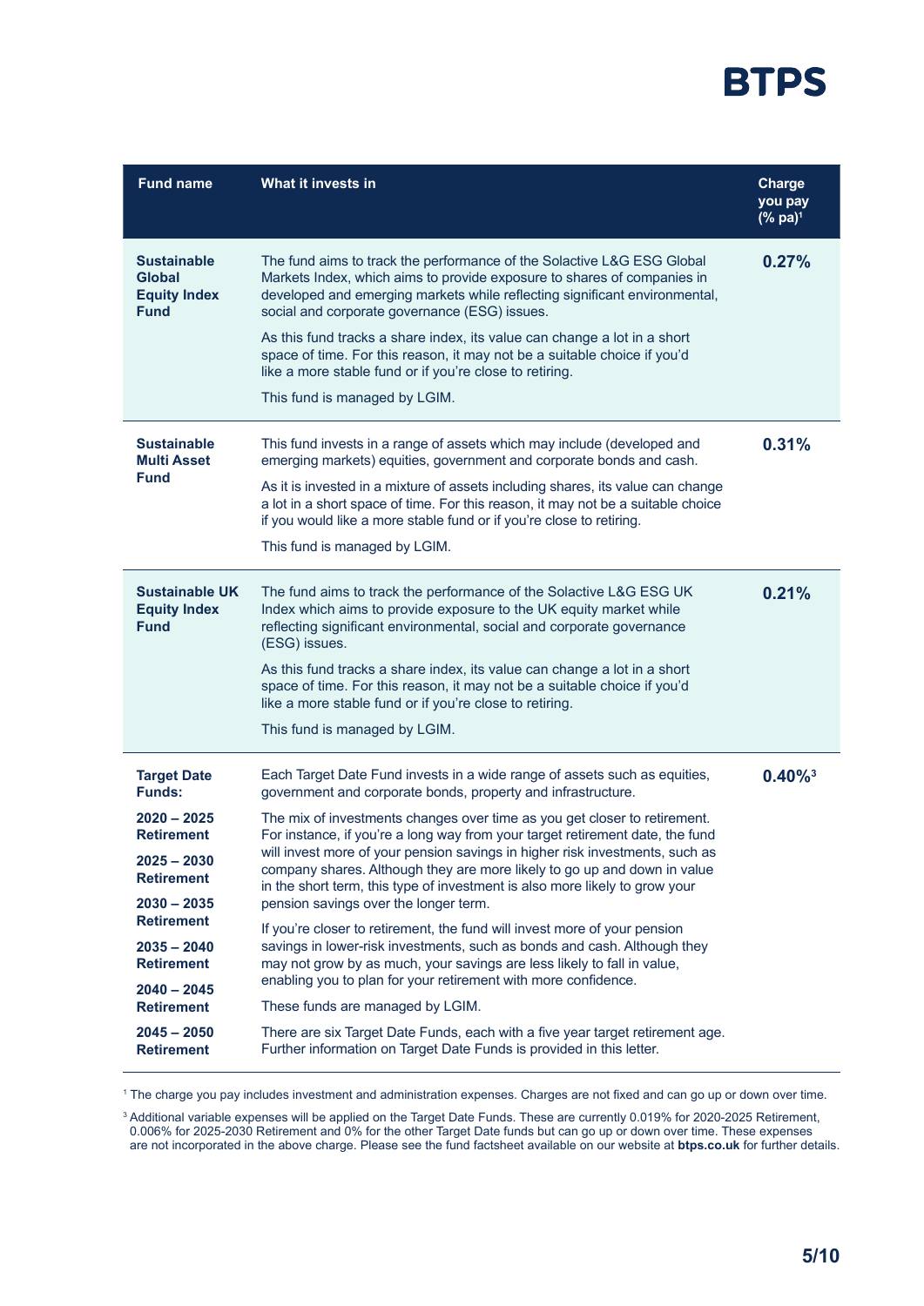| Fund name | What it invests in | Charge you pay (% pa)[1] |
|---|---|---|
| **Sustainable Global Equity Index Fund** | The fund aims to track the performance of the Solactive L&G ESG Global Markets Index, which aims to provide exposure to shares of companies in developed and emerging markets while reflecting significant environmental, social and corporate governance (ESG) issues.<br><br>As this fund tracks a share index, its value can change a lot in a short space of time. For this reason, it may not be a suitable choice if you'd like a more stable fund or if you're close to retiring.<br><br>This fund is managed by LGIM. | **0.27%** |
| **Sustainable Multi Asset Fund** | This fund invests in a range of assets which may include (developed and emerging markets) equities, government and corporate bonds and cash.<br><br>As it is invested in a mixture of assets including shares, its value can change a lot in a short space of time. For this reason, it may not be a suitable choice if you would like a more stable fund or if you're close to retiring.<br><br>This fund is managed by LGIM. | **0.31%** |
| **Sustainable UK Equity Index Fund** | The fund aims to track the performance of the Solactive L&G ESG UK Index which aims to provide exposure to the UK equity market while reflecting significant environmental, social and corporate governance (ESG) issues.<br><br>As this fund tracks a share index, its value can change a lot in a short space of time. For this reason, it may not be a suitable choice if you'd like a more stable fund or if you're close to retiring.<br><br>This fund is managed by LGIM. | **0.21%** |
| **Target Date Funds:**<br><br>**2020 – 2025 Retirement**<br><br>**2025 – 2030 Retirement**<br><br>**2030 – 2035 Retirement**<br><br>**2035 – 2040 Retirement**<br><br>**2040 – 2045 Retirement**<br><br>**2045 – 2050 Retirement** | Each Target Date Fund invests in a wide range of assets such as equities, government and corporate bonds, property and infrastructure.<br><br>The mix of investments changes over time as you get closer to retirement. For instance, if you're a long way from your target retirement date, the fund will invest more of your pension savings in higher risk investments, such as company shares. Although they are more likely to go up and down in value in the short term, this type of investment is also more likely to grow your pension savings over the longer term.<br><br>If you're closer to retirement, the fund will invest more of your pension savings in lower-risk investments, such as bonds and cash. Although they may not grow by as much, your savings are less likely to fall in value, enabling you to plan for your retirement with more confidence.<br><br>These funds are managed by LGIM.<br><br>There are six Target Date Funds, each with a five year target retirement age. Further information on Target Date Funds is provided in this letter. | **0.40%**[3] |

[1] The charge you pay includes investment and administration expenses. Charges are not fixed and can go up or down over time.

[3] Additional variable expenses will be applied on the Target Date Funds. These are currently 0.019% for 2020-2025 Retirement, 0.006% for 2025-2030 Retirement and 0% for the other Target Date funds but can go up or down over time. These expenses are not incorporated in the above charge. Please see the fund factsheet available on our website at **btps.co.uk** for further details.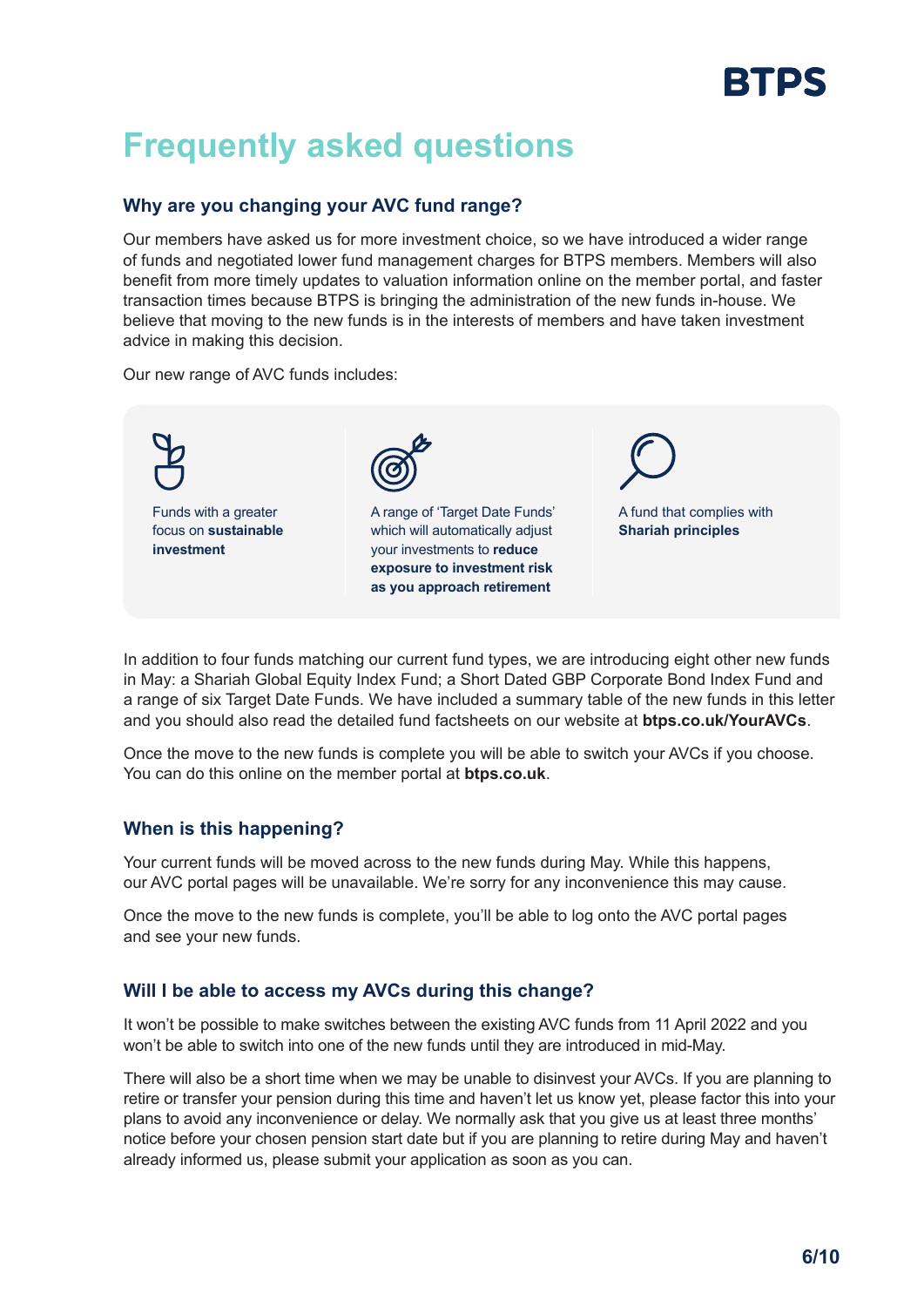# Frequently asked questions

### Why are you changing your AVC fund range?

Our members have asked us for more investment choice, so we have introduced a wider range of funds and negotiated lower fund management charges for BTPS members. Members will also benefit from more timely updates to valuation information online on the member portal, and faster transaction times because BTPS is bringing the administration of the new funds in-house. We believe that moving to the new funds is in the interests of members and have taken investment advice in making this decision.

Our new range of AVC funds includes:

- Funds with a greater focus on **sustainable investment**
- A range of 'Target Date Funds' which will automatically adjust your investments to **reduce exposure to investment risk as you approach retirement**
- A fund that complies with **Shariah principles**

In addition to four funds matching our current fund types, we are introducing eight other new funds in May: a Shariah Global Equity Index Fund; a Short Dated GBP Corporate Bond Index Fund and a range of six Target Date Funds. We have included a summary table of the new funds in this letter and you should also read the detailed fund factsheets on our website at **btps.co.uk/YourAVCs**.

Once the move to the new funds is complete you will be able to switch your AVCs if you choose. You can do this online on the member portal at **btps.co.uk**.

### When is this happening?

Your current funds will be moved across to the new funds during May. While this happens, our AVC portal pages will be unavailable. We're sorry for any inconvenience this may cause.

Once the move to the new funds is complete, you'll be able to log onto the AVC portal pages and see your new funds.

### Will I be able to access my AVCs during this change?

It won't be possible to make switches between the existing AVC funds from 11 April 2022 and you won't be able to switch into one of the new funds until they are introduced in mid-May.

There will also be a short time when we may be unable to disinvest your AVCs. If you are planning to retire or transfer your pension during this time and haven't let us know yet, please factor this into your plans to avoid any inconvenience or delay. We normally ask that you give us at least three months' notice before your chosen pension start date but if you are planning to retire during May and haven't already informed us, please submit your application as soon as you can.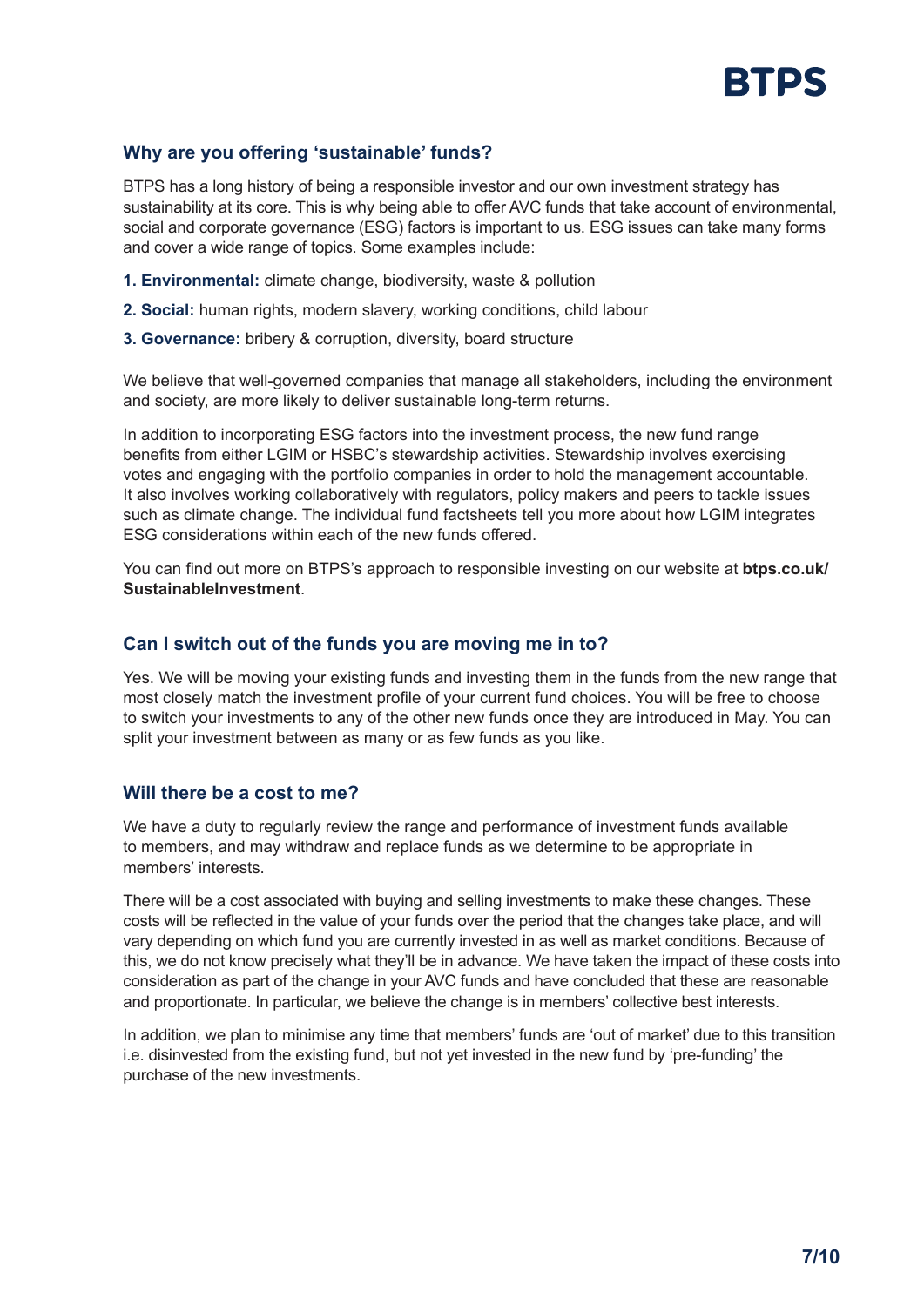## Why are you offering 'sustainable' funds?

BTPS has a long history of being a responsible investor and our own investment strategy has sustainability at its core. This is why being able to offer AVC funds that take account of environmental, social and corporate governance (ESG) factors is important to us. ESG issues can take many forms and cover a wide range of topics. Some examples include:

1. **Environmental:** climate change, biodiversity, waste & pollution
2. **Social:** human rights, modern slavery, working conditions, child labour
3. **Governance:** bribery & corruption, diversity, board structure

We believe that well-governed companies that manage all stakeholders, including the environment and society, are more likely to deliver sustainable long-term returns.

In addition to incorporating ESG factors into the investment process, the new fund range benefits from either LGIM or HSBC's stewardship activities. Stewardship involves exercising votes and engaging with the portfolio companies in order to hold the management accountable. It also involves working collaboratively with regulators, policy makers and peers to tackle issues such as climate change. The individual fund factsheets tell you more about how LGIM integrates ESG considerations within each of the new funds offered.

You can find out more on BTPS's approach to responsible investing on our website at **btps.co.uk/SustainableInvestment**.

## Can I switch out of the funds you are moving me in to?

Yes. We will be moving your existing funds and investing them in the funds from the new range that most closely match the investment profile of your current fund choices. You will be free to choose to switch your investments to any of the other new funds once they are introduced in May. You can split your investment between as many or as few funds as you like.

## Will there be a cost to me?

We have a duty to regularly review the range and performance of investment funds available to members, and may withdraw and replace funds as we determine to be appropriate in members' interests.

There will be a cost associated with buying and selling investments to make these changes. These costs will be reflected in the value of your funds over the period that the changes take place, and will vary depending on which fund you are currently invested in as well as market conditions. Because of this, we do not know precisely what they'll be in advance. We have taken the impact of these costs into consideration as part of the change in your AVC funds and have concluded that these are reasonable and proportionate. In particular, we believe the change is in members' collective best interests.

In addition, we plan to minimise any time that members' funds are 'out of market' due to this transition i.e. disinvested from the existing fund, but not yet invested in the new fund by 'pre-funding' the purchase of the new investments.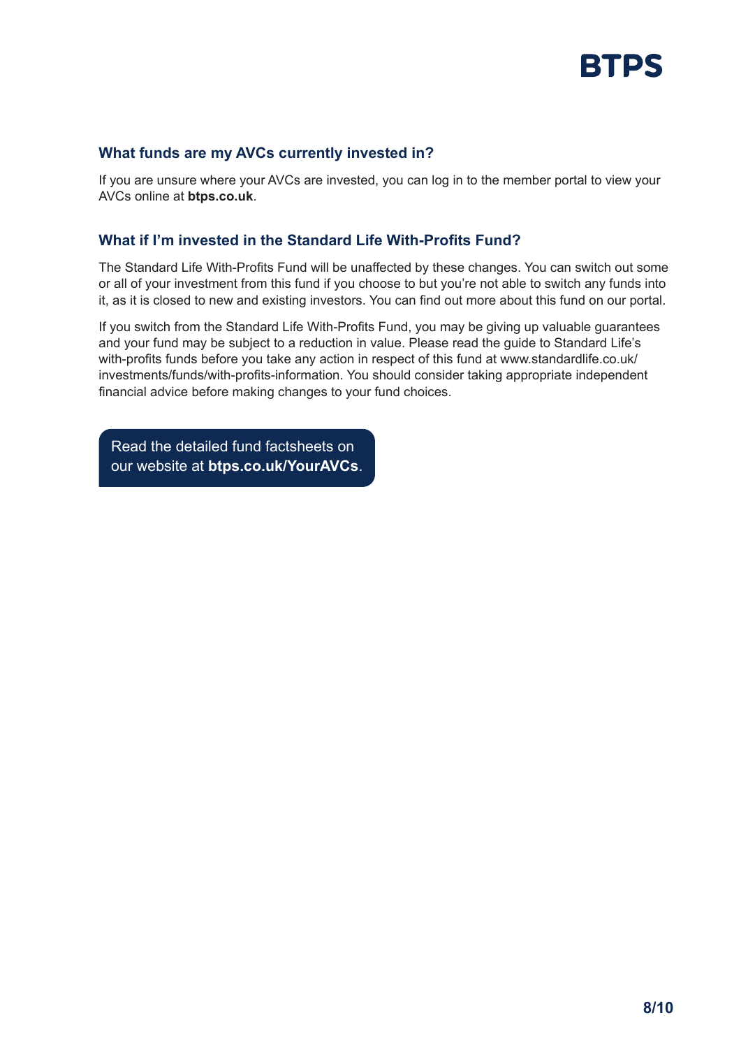### What funds are my AVCs currently invested in?

If you are unsure where your AVCs are invested, you can log in to the member portal to view your AVCs online at **btps.co.uk**.

### What if I'm invested in the Standard Life With-Profits Fund?

The Standard Life With-Profits Fund will be unaffected by these changes. You can switch out some or all of your investment from this fund if you choose to but you're not able to switch any funds into it, as it is closed to new and existing investors. You can find out more about this fund on our portal.

If you switch from the Standard Life With-Profits Fund, you may be giving up valuable guarantees and your fund may be subject to a reduction in value. Please read the guide to Standard Life's with-profits funds before you take any action in respect of this fund at www.standardlife.co.uk/investments/funds/with-profits-information. You should consider taking appropriate independent financial advice before making changes to your fund choices.

Read the detailed fund factsheets on our website at **btps.co.uk/YourAVCs**.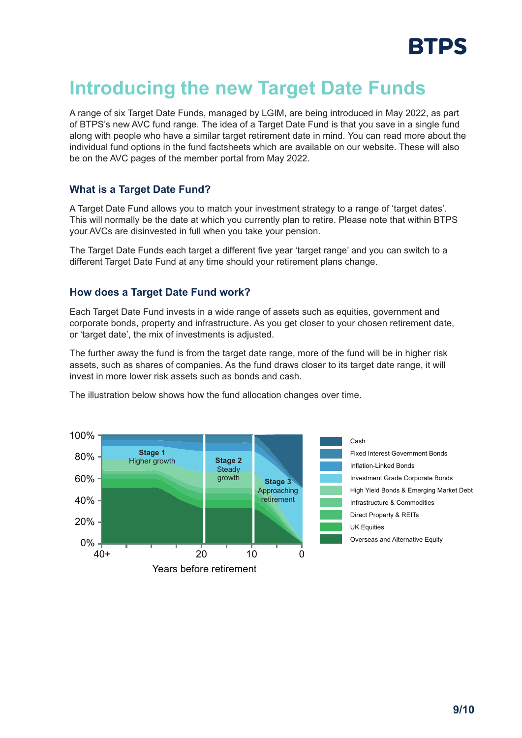# Introducing the new Target Date Funds

A range of six Target Date Funds, managed by LGIM, are being introduced in May 2022, as part of BTPS's new AVC fund range. The idea of a Target Date Fund is that you save in a single fund along with people who have a similar target retirement date in mind. You can read more about the individual fund options in the fund factsheets which are available on our website. These will also be on the AVC pages of the member portal from May 2022.

## What is a Target Date Fund?

A Target Date Fund allows you to match your investment strategy to a range of 'target dates'. This will normally be the date at which you currently plan to retire. Please note that within BTPS your AVCs are disinvested in full when you take your pension.

The Target Date Funds each target a different five year 'target range' and you can switch to a different Target Date Fund at any time should your retirement plans change.

## How does a Target Date Fund work?

Each Target Date Fund invests in a wide range of assets such as equities, government and corporate bonds, property and infrastructure. As you get closer to your chosen retirement date, or 'target date', the mix of investments is adjusted.

The further away the fund is from the target date range, more of the fund will be in higher risk assets, such as shares of companies. As the fund draws closer to its target date range, it will invest in more lower risk assets such as bonds and cash.

The illustration below shows how the fund allocation changes over time.

**Stage 1** Higher growth | **Stage 2** Steady growth | **Stage 3** Approaching retirement

Years before retirement: 40+, 20, 10, 0

- Cash
- Fixed Interest Government Bonds
- Inflation-Linked Bonds
- Investment Grade Corporate Bonds
- High Yield Bonds & Emerging Market Debt
- Infrastructure & Commodities
- Direct Property & REITs
- UK Equities
- Overseas and Alternative Equity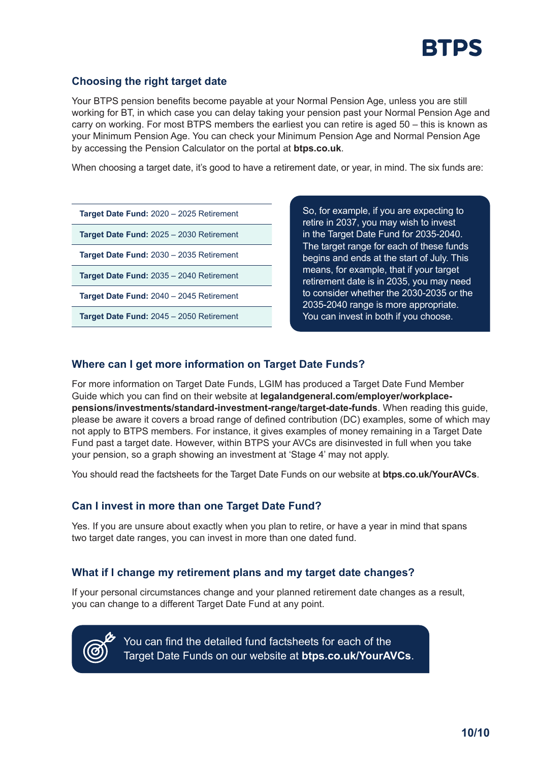## Choosing the right target date

Your BTPS pension benefits become payable at your Normal Pension Age, unless you are still working for BT, in which case you can delay taking your pension past your Normal Pension Age and carry on working. For most BTPS members the earliest you can retire is aged 50 – this is known as your Minimum Pension Age. You can check your Minimum Pension Age and Normal Pension Age by accessing the Pension Calculator on the portal at **btps.co.uk**.

When choosing a target date, it's good to have a retirement date, or year, in mind. The six funds are:

| |
|---|
| **Target Date Fund:** 2020 – 2025 Retirement |
| **Target Date Fund:** 2025 – 2030 Retirement |
| **Target Date Fund:** 2030 – 2035 Retirement |
| **Target Date Fund:** 2035 – 2040 Retirement |
| **Target Date Fund:** 2040 – 2045 Retirement |
| **Target Date Fund:** 2045 – 2050 Retirement |

So, for example, if you are expecting to retire in 2037, you may wish to invest in the Target Date Fund for 2035-2040. The target range for each of these funds begins and ends at the start of July. This means, for example, that if your target retirement date is in 2035, you may need to consider whether the 2030-2035 or the 2035-2040 range is more appropriate. You can invest in both if you choose.

## Where can I get more information on Target Date Funds?

For more information on Target Date Funds, LGIM has produced a Target Date Fund Member Guide which you can find on their website at **legalandgeneral.com/employer/workplace-pensions/investments/standard-investment-range/target-date-funds**. When reading this guide, please be aware it covers a broad range of defined contribution (DC) examples, some of which may not apply to BTPS members. For instance, it gives examples of money remaining in a Target Date Fund past a target date. However, within BTPS your AVCs are disinvested in full when you take your pension, so a graph showing an investment at 'Stage 4' may not apply.

You should read the factsheets for the Target Date Funds on our website at **btps.co.uk/YourAVCs**.

## Can I invest in more than one Target Date Fund?

Yes. If you are unsure about exactly when you plan to retire, or have a year in mind that spans two target date ranges, you can invest in more than one dated fund.

## What if I change my retirement plans and my target date changes?

If your personal circumstances change and your planned retirement date changes as a result, you can change to a different Target Date Fund at any point.

You can find the detailed fund factsheets for each of the Target Date Funds on our website at **btps.co.uk/YourAVCs**.